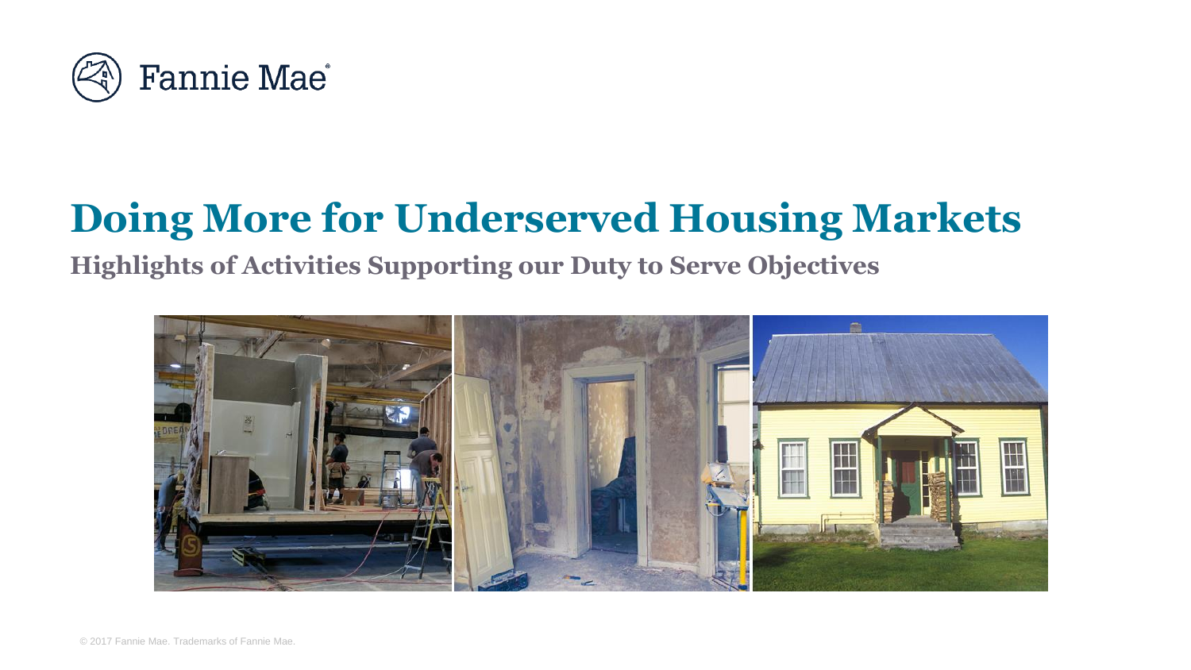Fannie Mae

# Doing More for Underserved Housing Markets

## Highlights of Activities Supporting our Duty to Serve Objectives

© 2017 Fannie Mae. Trademarks of Fannie Mae.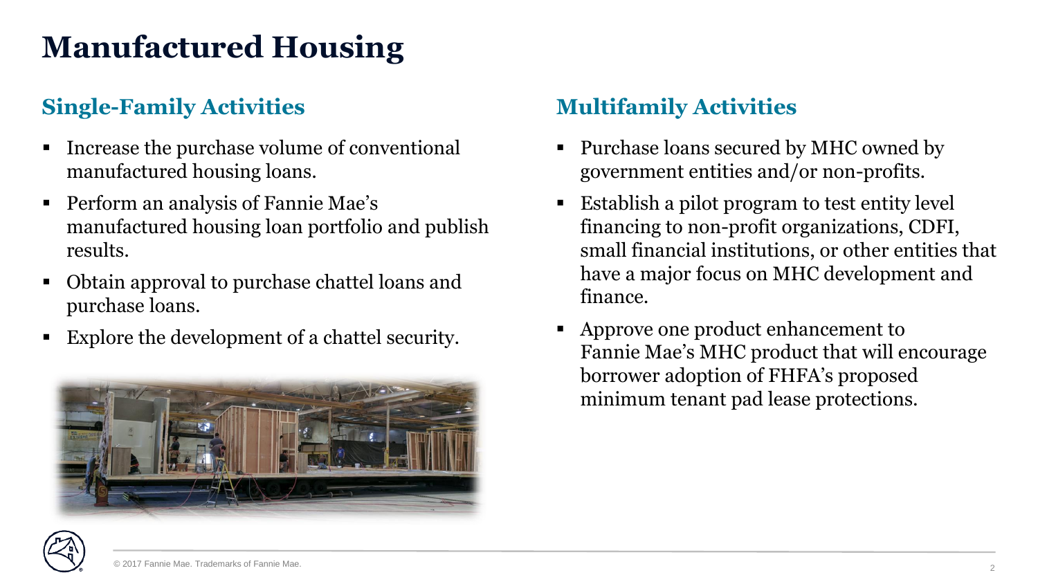# Manufactured Housing

## Single-Family Activities

- Increase the purchase volume of conventional manufactured housing loans.
- Perform an analysis of Fannie Mae's manufactured housing loan portfolio and publish results.
- Obtain approval to purchase chattel loans and purchase loans.
- Explore the development of a chattel security.

## Multifamily Activities

- Purchase loans secured by MHC owned by government entities and/or non-profits.
- Establish a pilot program to test entity level financing to non-profit organizations, CDFI, small financial institutions, or other entities that have a major focus on MHC development and finance.
- Approve one product enhancement to Fannie Mae's MHC product that will encourage borrower adoption of FHFA's proposed minimum tenant pad lease protections.

© 2017 Fannie Mae. Trademarks of Fannie Mae.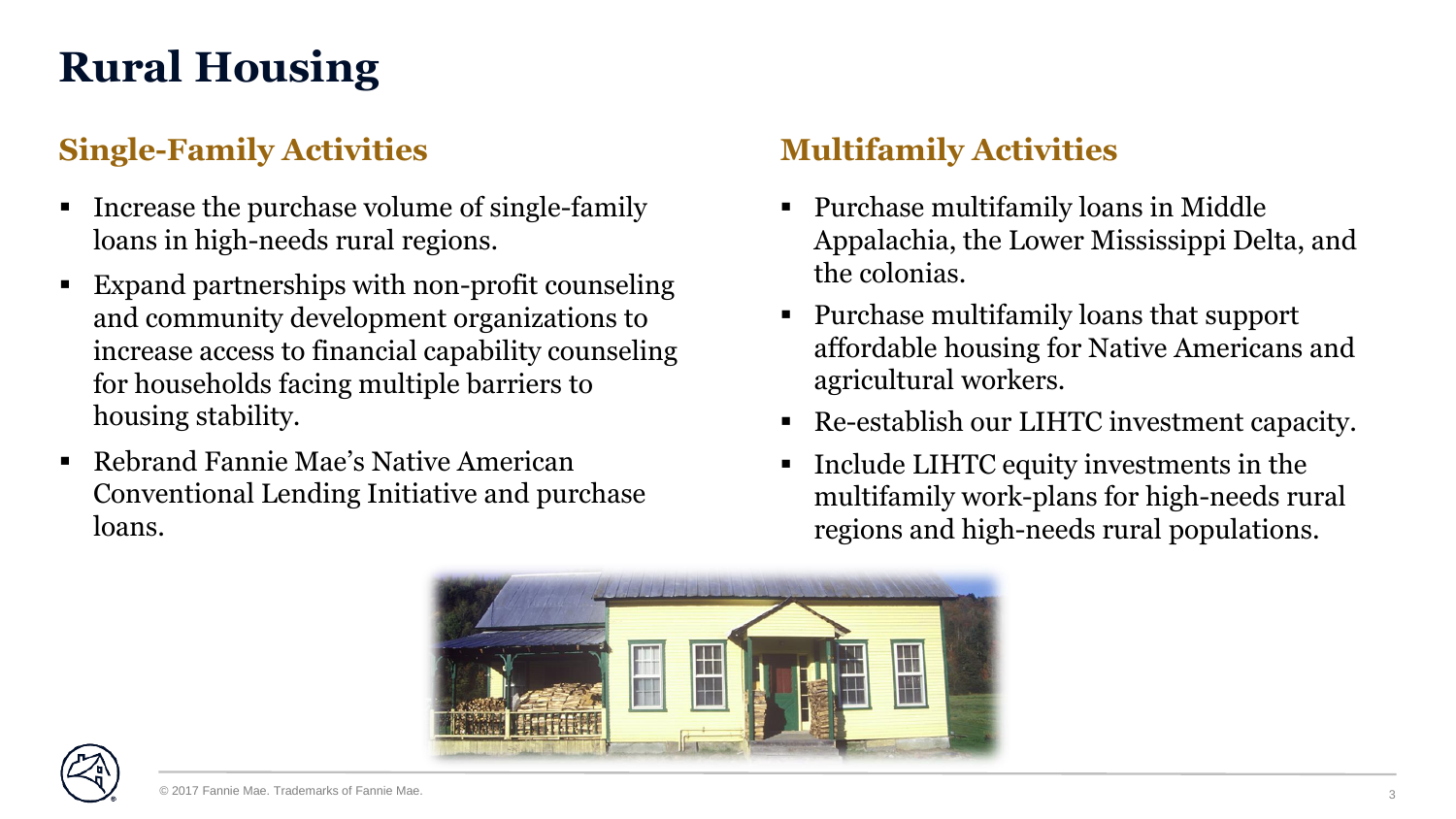# Rural Housing

## Single-Family Activities

- Increase the purchase volume of single-family loans in high-needs rural regions.
- Expand partnerships with non-profit counseling and community development organizations to increase access to financial capability counseling for households facing multiple barriers to housing stability.
- Rebrand Fannie Mae's Native American Conventional Lending Initiative and purchase loans.

## Multifamily Activities

- Purchase multifamily loans in Middle Appalachia, the Lower Mississippi Delta, and the colonias.
- Purchase multifamily loans that support affordable housing for Native Americans and agricultural workers.
- Re-establish our LIHTC investment capacity.
- Include LIHTC equity investments in the multifamily work-plans for high-needs rural regions and high-needs rural populations.

© 2017 Fannie Mae. Trademarks of Fannie Mae.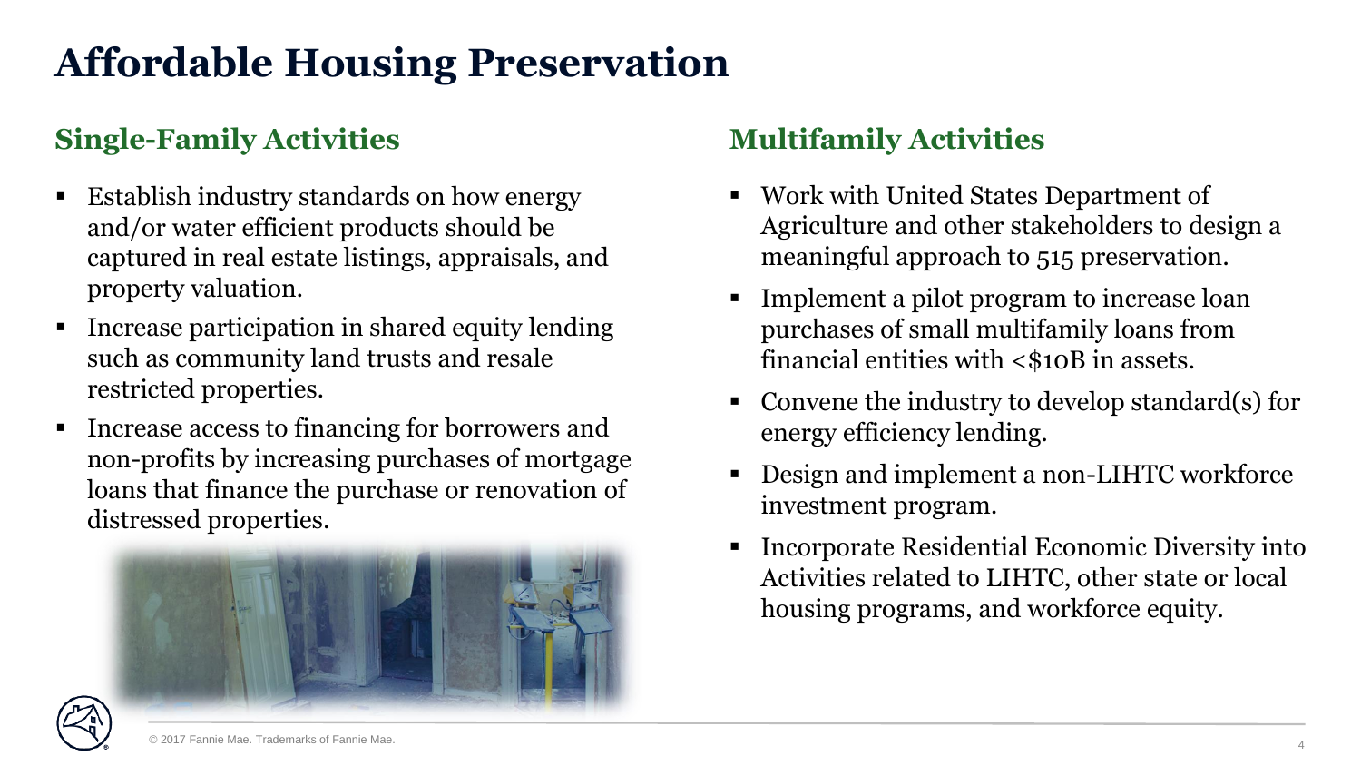# Affordable Housing Preservation

## Single-Family Activities

- Establish industry standards on how energy and/or water efficient products should be captured in real estate listings, appraisals, and property valuation.
- Increase participation in shared equity lending such as community land trusts and resale restricted properties.
- Increase access to financing for borrowers and non-profits by increasing purchases of mortgage loans that finance the purchase or renovation of distressed properties.

## Multifamily Activities

- Work with United States Department of Agriculture and other stakeholders to design a meaningful approach to 515 preservation.
- Implement a pilot program to increase loan purchases of small multifamily loans from financial entities with <$10B in assets.
- Convene the industry to develop standard(s) for energy efficiency lending.
- Design and implement a non-LIHTC workforce investment program.
- Incorporate Residential Economic Diversity into Activities related to LIHTC, other state or local housing programs, and workforce equity.

© 2017 Fannie Mae. Trademarks of Fannie Mae.